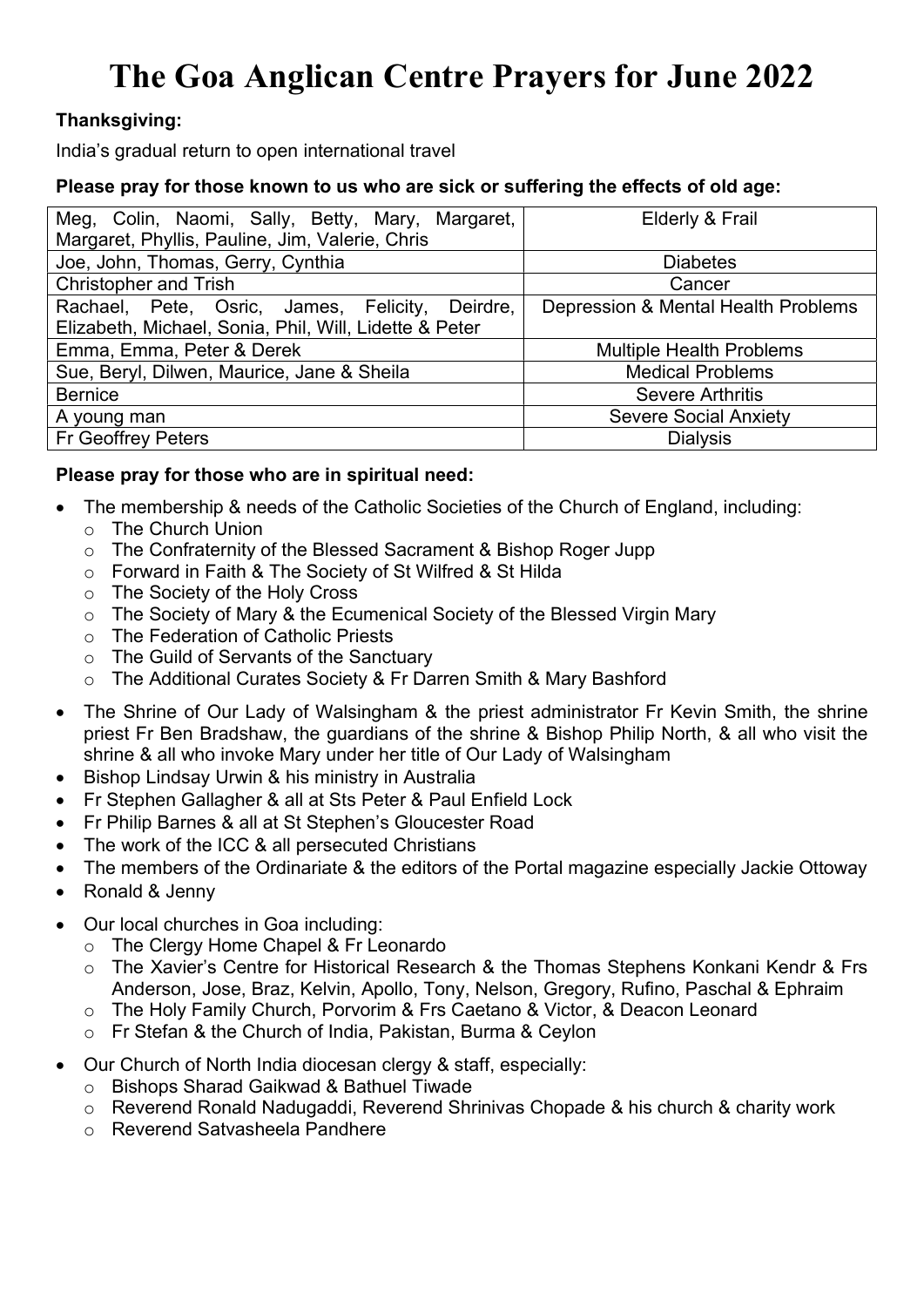# The Goa Anglican Centre Prayers for June 2022

**Thanksgiving:**

India's gradual return to open international travel

**Please pray for those known to us who are sick or suffering the effects of old age:**

| | |
|---|---|
| Meg, Colin, Naomi, Sally, Betty, Mary, Margaret, Margaret, Phyllis, Pauline, Jim, Valerie, Chris | Elderly & Frail |
| Joe, John, Thomas, Gerry, Cynthia | Diabetes |
| Christopher and Trish | Cancer |
| Rachael, Pete, Osric, James, Felicity, Deirdre, Elizabeth, Michael, Sonia, Phil, Will, Lidette & Peter | Depression & Mental Health Problems |
| Emma, Emma, Peter & Derek | Multiple Health Problems |
| Sue, Beryl, Dilwen, Maurice, Jane & Sheila | Medical Problems |
| Bernice | Severe Arthritis |
| A young man | Severe Social Anxiety |
| Fr Geoffrey Peters | Dialysis |

**Please pray for those who are in spiritual need:**

- The membership & needs of the Catholic Societies of the Church of England, including:
  - The Church Union
  - The Confraternity of the Blessed Sacrament & Bishop Roger Jupp
  - Forward in Faith & The Society of St Wilfred & St Hilda
  - The Society of the Holy Cross
  - The Society of Mary & the Ecumenical Society of the Blessed Virgin Mary
  - The Federation of Catholic Priests
  - The Guild of Servants of the Sanctuary
  - The Additional Curates Society & Fr Darren Smith & Mary Bashford
- The Shrine of Our Lady of Walsingham & the priest administrator Fr Kevin Smith, the shrine priest Fr Ben Bradshaw, the guardians of the shrine & Bishop Philip North, & all who visit the shrine & all who invoke Mary under her title of Our Lady of Walsingham
- Bishop Lindsay Urwin & his ministry in Australia
- Fr Stephen Gallagher & all at Sts Peter & Paul Enfield Lock
- Fr Philip Barnes & all at St Stephen's Gloucester Road
- The work of the ICC & all persecuted Christians
- The members of the Ordinariate & the editors of the Portal magazine especially Jackie Ottoway
- Ronald & Jenny
- Our local churches in Goa including:
  - The Clergy Home Chapel & Fr Leonardo
  - The Xavier's Centre for Historical Research & the Thomas Stephens Konkani Kendr & Frs Anderson, Jose, Braz, Kelvin, Apollo, Tony, Nelson, Gregory, Rufino, Paschal & Ephraim
  - The Holy Family Church, Porvorim & Frs Caetano & Victor, & Deacon Leonard
  - Fr Stefan & the Church of India, Pakistan, Burma & Ceylon
- Our Church of North India diocesan clergy & staff, especially:
  - Bishops Sharad Gaikwad & Bathuel Tiwade
  - Reverend Ronald Nadugaddi, Reverend Shrinivas Chopade & his church & charity work
  - Reverend Satvasheela Pandhere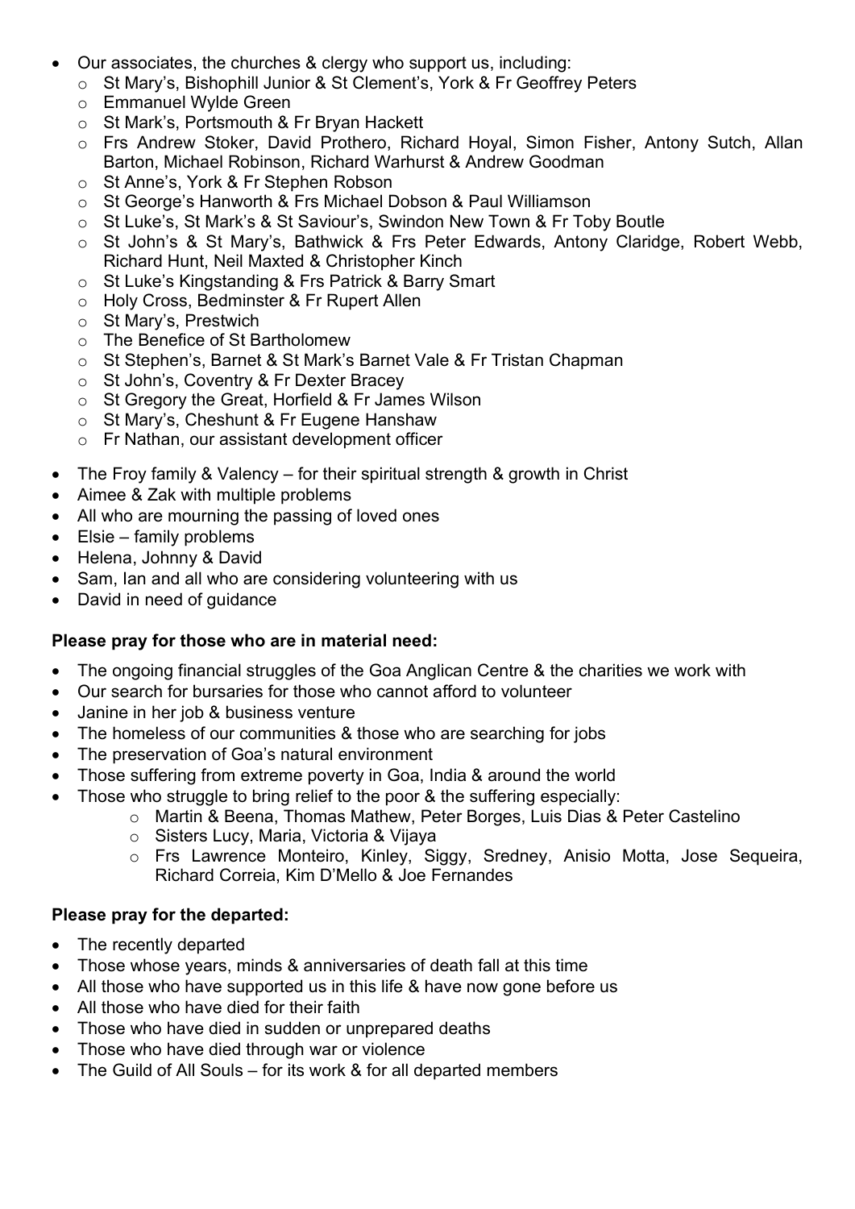- Our associates, the churches & clergy who support us, including:
  - St Mary's, Bishophill Junior & St Clement's, York & Fr Geoffrey Peters
  - Emmanuel Wylde Green
  - St Mark's, Portsmouth & Fr Bryan Hackett
  - Frs Andrew Stoker, David Prothero, Richard Hoyal, Simon Fisher, Antony Sutch, Allan Barton, Michael Robinson, Richard Warhurst & Andrew Goodman
  - St Anne's, York & Fr Stephen Robson
  - St George's Hanworth & Frs Michael Dobson & Paul Williamson
  - St Luke's, St Mark's & St Saviour's, Swindon New Town & Fr Toby Boutle
  - St John's & St Mary's, Bathwick & Frs Peter Edwards, Antony Claridge, Robert Webb, Richard Hunt, Neil Maxted & Christopher Kinch
  - St Luke's Kingstanding & Frs Patrick & Barry Smart
  - Holy Cross, Bedminster & Fr Rupert Allen
  - St Mary's, Prestwich
  - The Benefice of St Bartholomew
  - St Stephen's, Barnet & St Mark's Barnet Vale & Fr Tristan Chapman
  - St John's, Coventry & Fr Dexter Bracey
  - St Gregory the Great, Horfield & Fr James Wilson
  - St Mary's, Cheshunt & Fr Eugene Hanshaw
  - Fr Nathan, our assistant development officer
- The Froy family & Valency – for their spiritual strength & growth in Christ
- Aimee & Zak with multiple problems
- All who are mourning the passing of loved ones
- Elsie – family problems
- Helena, Johnny & David
- Sam, Ian and all who are considering volunteering with us
- David in need of guidance

**Please pray for those who are in material need:**

- The ongoing financial struggles of the Goa Anglican Centre & the charities we work with
- Our search for bursaries for those who cannot afford to volunteer
- Janine in her job & business venture
- The homeless of our communities & those who are searching for jobs
- The preservation of Goa's natural environment
- Those suffering from extreme poverty in Goa, India & around the world
- Those who struggle to bring relief to the poor & the suffering especially:
  - Martin & Beena, Thomas Mathew, Peter Borges, Luis Dias & Peter Castelino
  - Sisters Lucy, Maria, Victoria & Vijaya
  - Frs Lawrence Monteiro, Kinley, Siggy, Sredney, Anisio Motta, Jose Sequeira, Richard Correia, Kim D'Mello & Joe Fernandes

**Please pray for the departed:**

- The recently departed
- Those whose years, minds & anniversaries of death fall at this time
- All those who have supported us in this life & have now gone before us
- All those who have died for their faith
- Those who have died in sudden or unprepared deaths
- Those who have died through war or violence
- The Guild of All Souls – for its work & for all departed members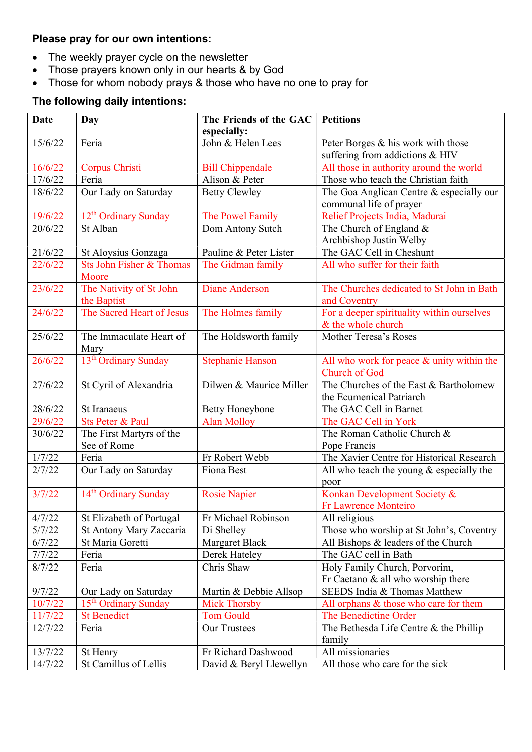**Please pray for our own intentions:**

- The weekly prayer cycle on the newsletter
- Those prayers known only in our hearts & by God
- Those for whom nobody prays & those who have no one to pray for

**The following daily intentions:**

| Date | Day | The Friends of the GAC especially: | Petitions |
|---|---|---|---|
| 15/6/22 | Feria | John & Helen Lees | Peter Borges & his work with those suffering from addictions & HIV |
| 16/6/22 | Corpus Christi | Bill Chippendale | All those in authority around the world |
| 17/6/22 | Feria | Alison & Peter | Those who teach the Christian faith |
| 18/6/22 | Our Lady on Saturday | Betty Clewley | The Goa Anglican Centre & especially our communal life of prayer |
| 19/6/22 | 12th Ordinary Sunday | The Powel Family | Relief Projects India, Madurai |
| 20/6/22 | St Alban | Dom Antony Sutch | The Church of England & Archbishop Justin Welby |
| 21/6/22 | St Aloysius Gonzaga | Pauline & Peter Lister | The GAC Cell in Cheshunt |
| 22/6/22 | Sts John Fisher & Thomas Moore | The Gidman family | All who suffer for their faith |
| 23/6/22 | The Nativity of St John the Baptist | Diane Anderson | The Churches dedicated to St John in Bath and Coventry |
| 24/6/22 | The Sacred Heart of Jesus | The Holmes family | For a deeper spirituality within ourselves & the whole church |
| 25/6/22 | The Immaculate Heart of Mary | The Holdsworth family | Mother Teresa's Roses |
| 26/6/22 | 13th Ordinary Sunday | Stephanie Hanson | All who work for peace & unity within the Church of God |
| 27/6/22 | St Cyril of Alexandria | Dilwen & Maurice Miller | The Churches of the East & Bartholomew the Ecumenical Patriarch |
| 28/6/22 | St Iranaeus | Betty Honeybone | The GAC Cell in Barnet |
| 29/6/22 | Sts Peter & Paul | Alan Molloy | The GAC Cell in York |
| 30/6/22 | The First Martyrs of the See of Rome | | The Roman Catholic Church & Pope Francis |
| 1/7/22 | Feria | Fr Robert Webb | The Xavier Centre for Historical Research |
| 2/7/22 | Our Lady on Saturday | Fiona Best | All who teach the young & especially the poor |
| 3/7/22 | 14th Ordinary Sunday | Rosie Napier | Konkan Development Society & Fr Lawrence Monteiro |
| 4/7/22 | St Elizabeth of Portugal | Fr Michael Robinson | All religious |
| 5/7/22 | St Antony Mary Zaccaria | Di Shelley | Those who worship at St John's, Coventry |
| 6/7/22 | St Maria Goretti | Margaret Black | All Bishops & leaders of the Church |
| 7/7/22 | Feria | Derek Hateley | The GAC cell in Bath |
| 8/7/22 | Feria | Chris Shaw | Holy Family Church, Porvorim, Fr Caetano & all who worship there |
| 9/7/22 | Our Lady on Saturday | Martin & Debbie Allsop | SEEDS India & Thomas Matthew |
| 10/7/22 | 15th Ordinary Sunday | Mick Thorsby | All orphans & those who care for them |
| 11/7/22 | St Benedict | Tom Gould | The Benedictine Order |
| 12/7/22 | Feria | Our Trustees | The Bethesda Life Centre & the Phillip family |
| 13/7/22 | St Henry | Fr Richard Dashwood | All missionaries |
| 14/7/22 | St Camillus of Lellis | David & Beryl Llewellyn | All those who care for the sick |